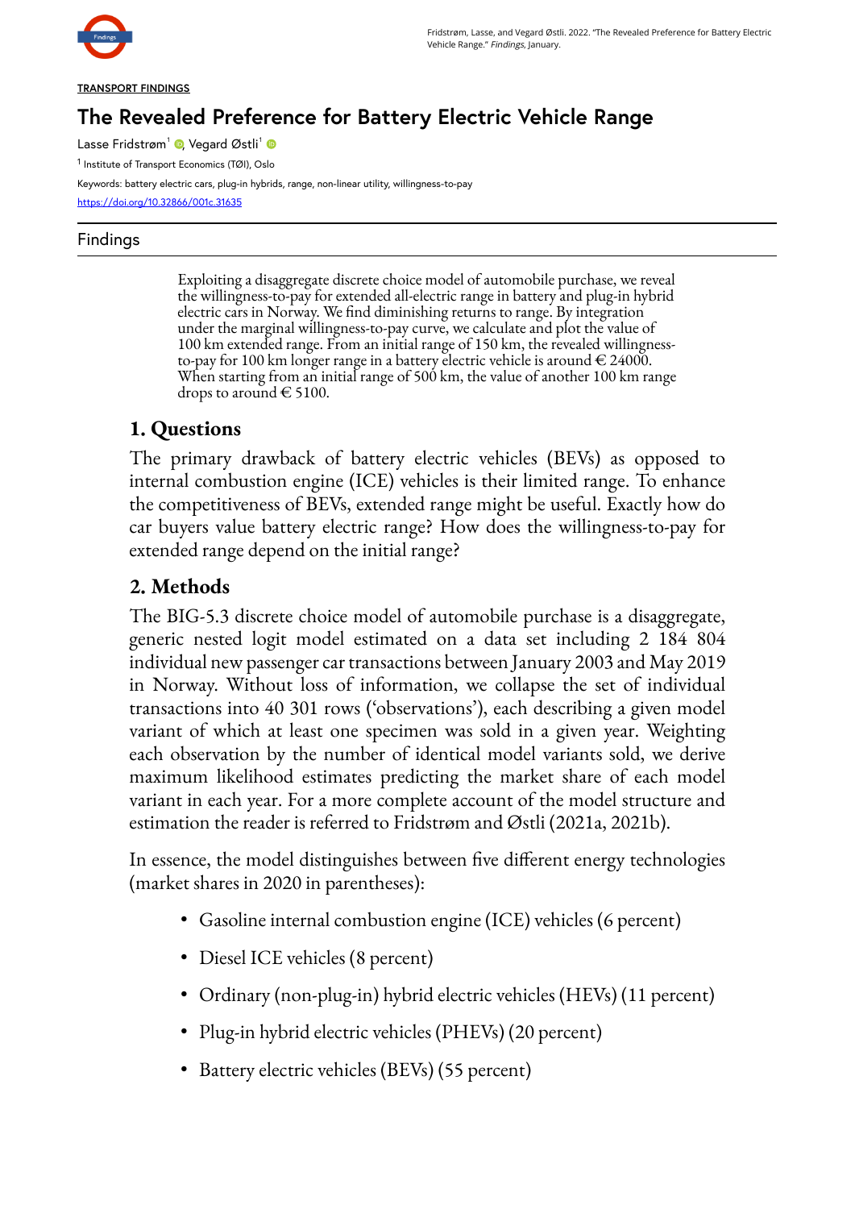TRANSPORT FINDINGS

# The Revealed Preference for Battery Electric Vehicle Range

Lasse Fridstrøm[1], Vegard Østli[1]

[1] Institute of Transport Economics (TØI), Oslo

Keywords: battery electric cars, plug-in hybrids, range, non-linear utility, willingness-to-pay

https://doi.org/10.32866/001c.31635

## Findings

Exploiting a disaggregate discrete choice model of automobile purchase, we reveal the willingness-to-pay for extended all-electric range in battery and plug-in hybrid electric cars in Norway. We find diminishing returns to range. By integration under the marginal willingness-to-pay curve, we calculate and plot the value of 100 km extended range. From an initial range of 150 km, the revealed willingness-to-pay for 100 km longer range in a battery electric vehicle is around € 24000. When starting from an initial range of 500 km, the value of another 100 km range drops to around € 5100.

## 1. Questions

The primary drawback of battery electric vehicles (BEVs) as opposed to internal combustion engine (ICE) vehicles is their limited range. To enhance the competitiveness of BEVs, extended range might be useful. Exactly how do car buyers value battery electric range? How does the willingness-to-pay for extended range depend on the initial range?

## 2. Methods

The BIG-5.3 discrete choice model of automobile purchase is a disaggregate, generic nested logit model estimated on a data set including 2 184 804 individual new passenger car transactions between January 2003 and May 2019 in Norway. Without loss of information, we collapse the set of individual transactions into 40 301 rows ('observations'), each describing a given model variant of which at least one specimen was sold in a given year. Weighting each observation by the number of identical model variants sold, we derive maximum likelihood estimates predicting the market share of each model variant in each year. For a more complete account of the model structure and estimation the reader is referred to Fridstrøm and Østli (2021a, 2021b).

In essence, the model distinguishes between five different energy technologies (market shares in 2020 in parentheses):

- Gasoline internal combustion engine (ICE) vehicles (6 percent)
- Diesel ICE vehicles (8 percent)
- Ordinary (non-plug-in) hybrid electric vehicles (HEVs) (11 percent)
- Plug-in hybrid electric vehicles (PHEVs) (20 percent)
- Battery electric vehicles (BEVs) (55 percent)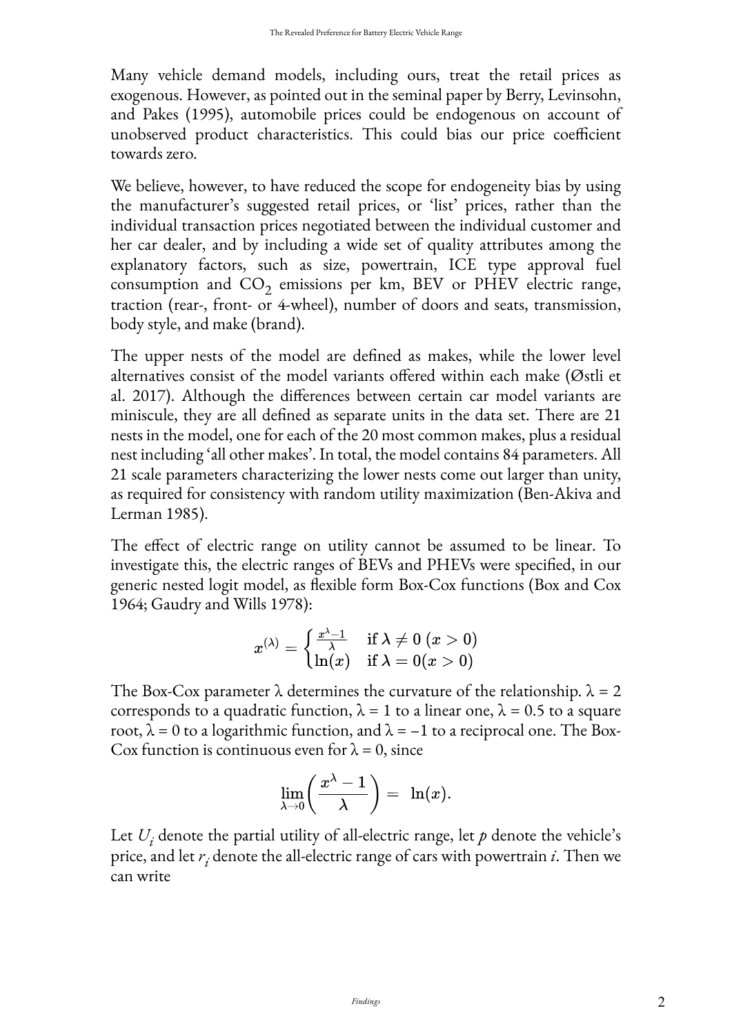Many vehicle demand models, including ours, treat the retail prices as exogenous. However, as pointed out in the seminal paper by Berry, Levinsohn, and Pakes (1995), automobile prices could be endogenous on account of unobserved product characteristics. This could bias our price coefficient towards zero.

We believe, however, to have reduced the scope for endogeneity bias by using the manufacturer's suggested retail prices, or 'list' prices, rather than the individual transaction prices negotiated between the individual customer and her car dealer, and by including a wide set of quality attributes among the explanatory factors, such as size, powertrain, ICE type approval fuel consumption and $CO_2$ emissions per km, BEV or PHEV electric range, traction (rear-, front- or 4-wheel), number of doors and seats, transmission, body style, and make (brand).

The upper nests of the model are defined as makes, while the lower level alternatives consist of the model variants offered within each make (Østli et al. 2017). Although the differences between certain car model variants are miniscule, they are all defined as separate units in the data set. There are 21 nests in the model, one for each of the 20 most common makes, plus a residual nest including 'all other makes'. In total, the model contains 84 parameters. All 21 scale parameters characterizing the lower nests come out larger than unity, as required for consistency with random utility maximization (Ben-Akiva and Lerman 1985).

The effect of electric range on utility cannot be assumed to be linear. To investigate this, the electric ranges of BEVs and PHEVs were specified, in our generic nested logit model, as flexible form Box-Cox functions (Box and Cox 1964; Gaudry and Wills 1978):

$$x^{(\lambda)} = \begin{cases} \frac{x^{\lambda}-1}{\lambda} & \text{if } \lambda \neq 0 \ (x > 0) \\ \ln(x) & \text{if } \lambda = 0 (x > 0) \end{cases}$$

The Box-Cox parameter λ determines the curvature of the relationship. $\lambda = 2$ corresponds to a quadratic function, $\lambda = 1$ to a linear one, $\lambda = 0.5$ to a square root, $\lambda = 0$ to a logarithmic function, and $\lambda = -1$ to a reciprocal one. The Box-Cox function is continuous even for $\lambda = 0$, since

$$\lim_{\lambda \to 0} \left( \frac{x^{\lambda} - 1}{\lambda} \right) = \ln(x).$$

Let $U_i$ denote the partial utility of all-electric range, let $p$ denote the vehicle's price, and let $r_i$ denote the all-electric range of cars with powertrain $i$. Then we can write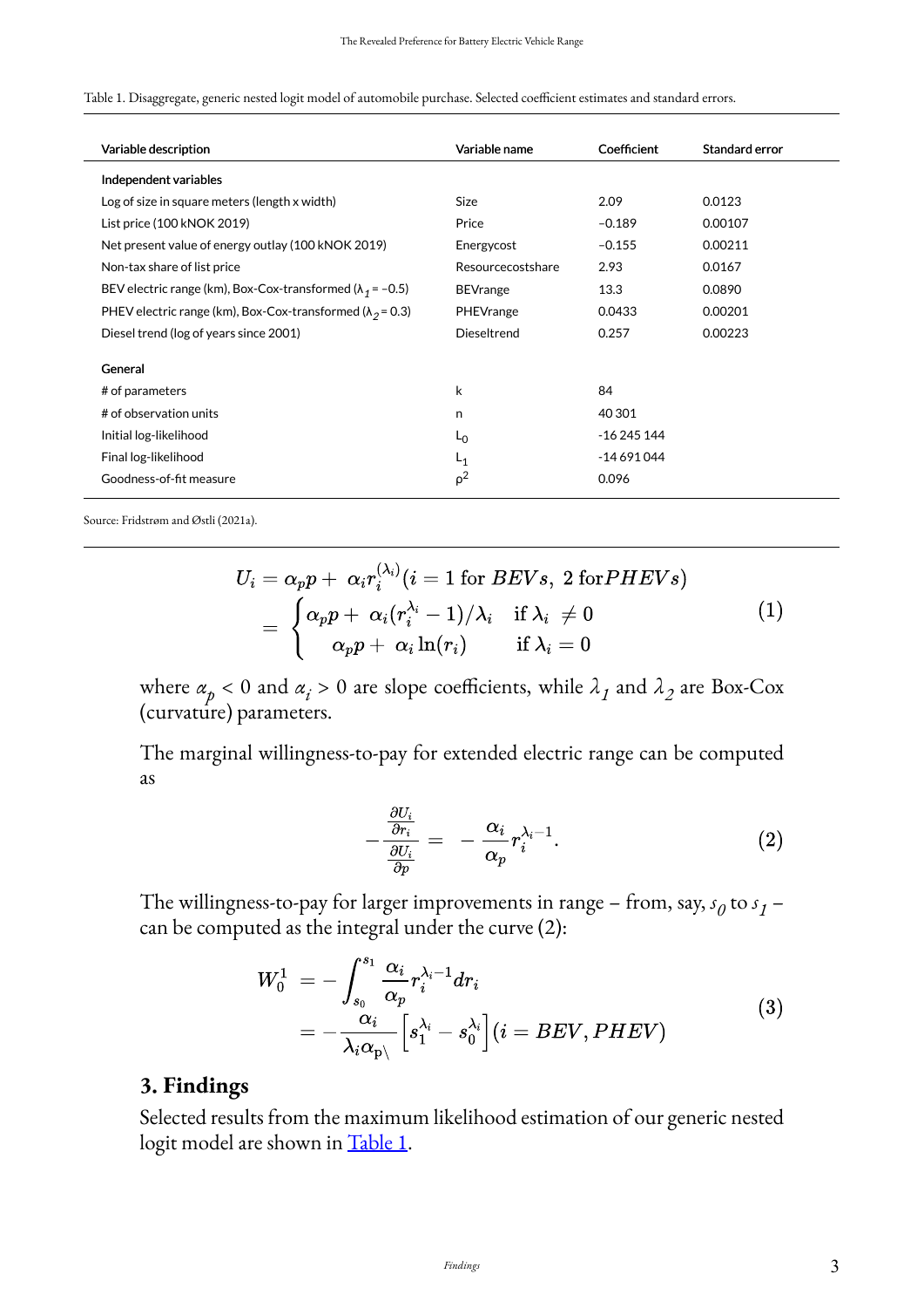Table 1. Disaggregate, generic nested logit model of automobile purchase. Selected coefficient estimates and standard errors.

| Variable description | Variable name | Coefficient | Standard error |
|---|---|---|---|
| **Independent variables** | | | |
| Log of size in square meters (length x width) | Size | 2.09 | 0.0123 |
| List price (100 kNOK 2019) | Price | −0.189 | 0.00107 |
| Net present value of energy outlay (100 kNOK 2019) | Energycost | −0.155 | 0.00211 |
| Non-tax share of list price | Resourcecostshare | 2.93 | 0.0167 |
| BEV electric range (km), Box-Cox-transformed ($\lambda_1$ = −0.5) | BEVrange | 13.3 | 0.0890 |
| PHEV electric range (km), Box-Cox-transformed ($\lambda_2$ = 0.3) | PHEVrange | 0.0433 | 0.00201 |
| Diesel trend (log of years since 2001) | Dieseltrend | 0.257 | 0.00223 |
| **General** | | | |
| # of parameters | k | 84 | |
| # of observation units | n | 40 301 | |
| Initial log-likelihood | $L_0$ | -16 245 144 | |
| Final log-likelihood | $L_1$ | -14 691 044 | |
| Goodness-of-fit measure | $\rho^2$ | 0.096 | |

Source: Fridstrøm and Østli (2021a).

$$
\begin{aligned}
U_i &= \alpha_p p + \alpha_i r_i^{(\lambda_i)} (i = 1 \text{ for } BEVs,\ 2 \text{ for} PHEVs) \\
&= \begin{cases} \alpha_p p + \alpha_i (r_i^{\lambda_i} - 1)/\lambda_i & \text{if } \lambda_i \neq 0 \\ \alpha_p p + \alpha_i \ln(r_i) & \text{if } \lambda_i = 0 \end{cases}
\end{aligned} \tag{1}
$$

where $\alpha_p < 0$ and $\alpha_i > 0$ are slope coefficients, while $\lambda_1$ and $\lambda_2$ are Box-Cox (curvature) parameters.

The marginal willingness-to-pay for extended electric range can be computed as

$$
-\frac{\frac{\partial U_i}{\partial r_i}}{\frac{\partial U_i}{\partial p}} = -\frac{\alpha_i}{\alpha_p} r_i^{\lambda_i - 1}. \tag{2}
$$

The willingness-to-pay for larger improvements in range – from, say, $s_0$ to $s_1$ – can be computed as the integral under the curve (2):

$$
\begin{aligned}
W_0^1 &= -\int_{s_0}^{s_1} \frac{\alpha_i}{\alpha_p} r_i^{\lambda_i - 1} dr_i \\
&= -\frac{\alpha_i}{\lambda_i \alpha_{p\backslash}} \left[ s_1^{\lambda_i} - s_0^{\lambda_i} \right] (i = BEV, PHEV)
\end{aligned} \tag{3}
$$

## 3. Findings

Selected results from the maximum likelihood estimation of our generic nested logit model are shown in Table 1.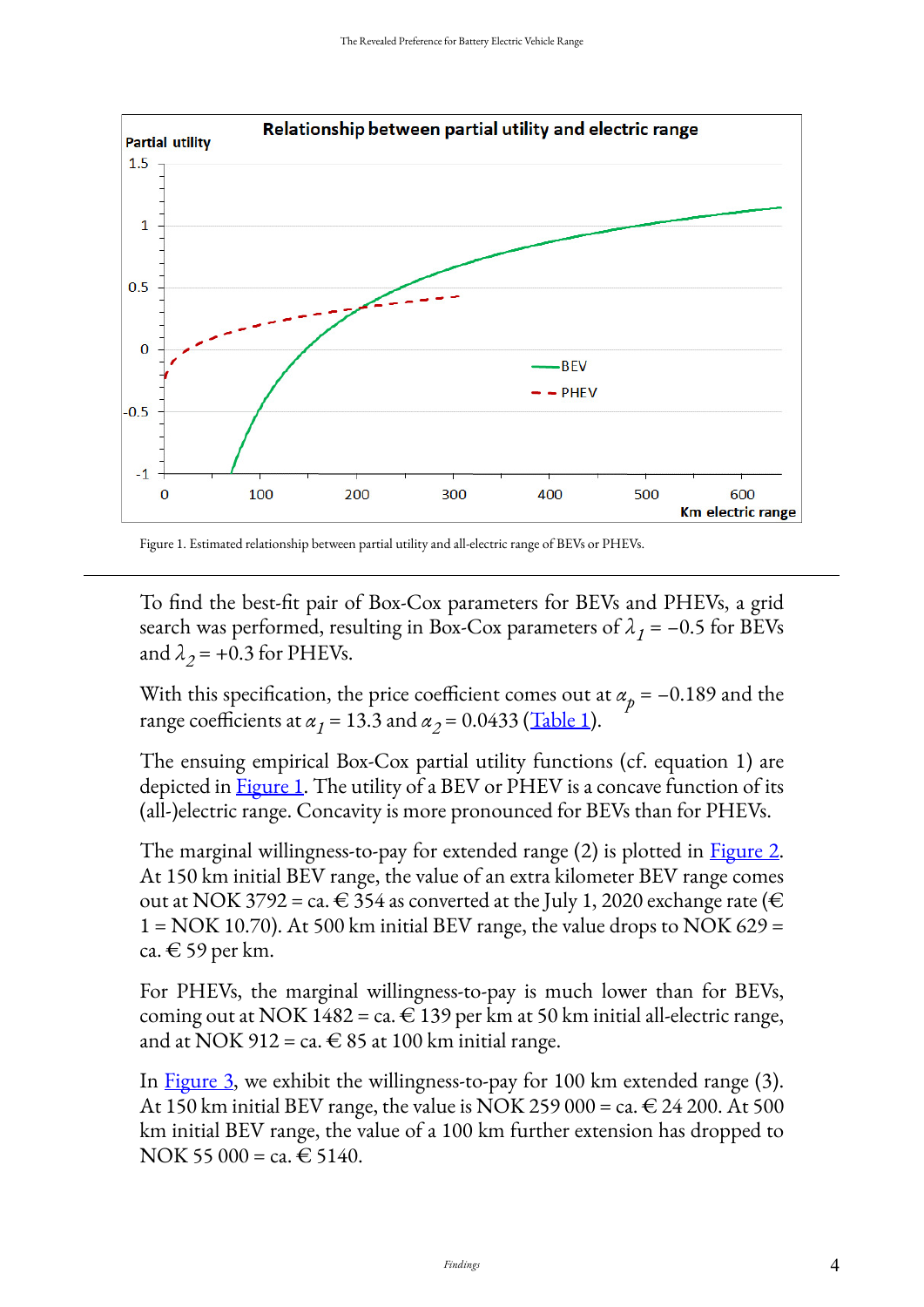Figure 1. Estimated relationship between partial utility and all-electric range of BEVs or PHEVs.

---

To find the best-fit pair of Box-Cox parameters for BEVs and PHEVs, a grid search was performed, resulting in Box-Cox parameters of $\lambda_1 = -0.5$ for BEVs and $\lambda_2 = +0.3$ for PHEVs.

With this specification, the price coefficient comes out at $\alpha_p = -0.189$ and the range coefficients at $\alpha_1 = 13.3$ and $\alpha_2 = 0.0433$ (Table 1).

The ensuing empirical Box-Cox partial utility functions (cf. equation 1) are depicted in Figure 1. The utility of a BEV or PHEV is a concave function of its (all-)electric range. Concavity is more pronounced for BEVs than for PHEVs.

The marginal willingness-to-pay for extended range (2) is plotted in Figure 2. At 150 km initial BEV range, the value of an extra kilometer BEV range comes out at NOK 3792 = ca. € 354 as converted at the July 1, 2020 exchange rate (€ 1 = NOK 10.70). At 500 km initial BEV range, the value drops to NOK 629 = ca. € 59 per km.

For PHEVs, the marginal willingness-to-pay is much lower than for BEVs, coming out at NOK 1482 = ca. € 139 per km at 50 km initial all-electric range, and at NOK 912 = ca. € 85 at 100 km initial range.

In Figure 3, we exhibit the willingness-to-pay for 100 km extended range (3). At 150 km initial BEV range, the value is NOK 259 000 = ca. € 24 200. At 500 km initial BEV range, the value of a 100 km further extension has dropped to NOK 55 000 = ca. € 5140.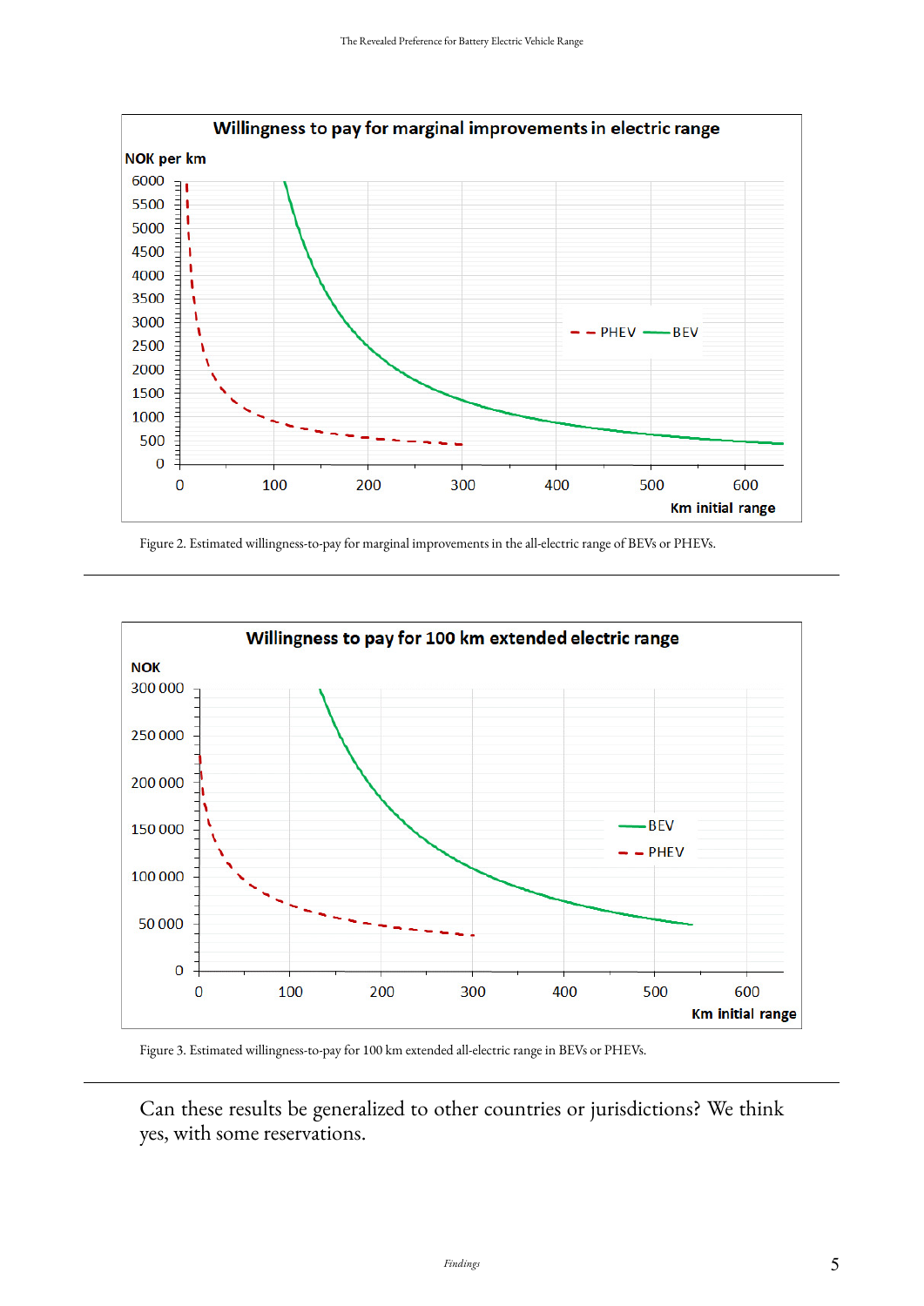Figure 2. Estimated willingness-to-pay for marginal improvements in the all-electric range of BEVs or PHEVs.

Figure 3. Estimated willingness-to-pay for 100 km extended all-electric range in BEVs or PHEVs.

Can these results be generalized to other countries or jurisdictions? We think yes, with some reservations.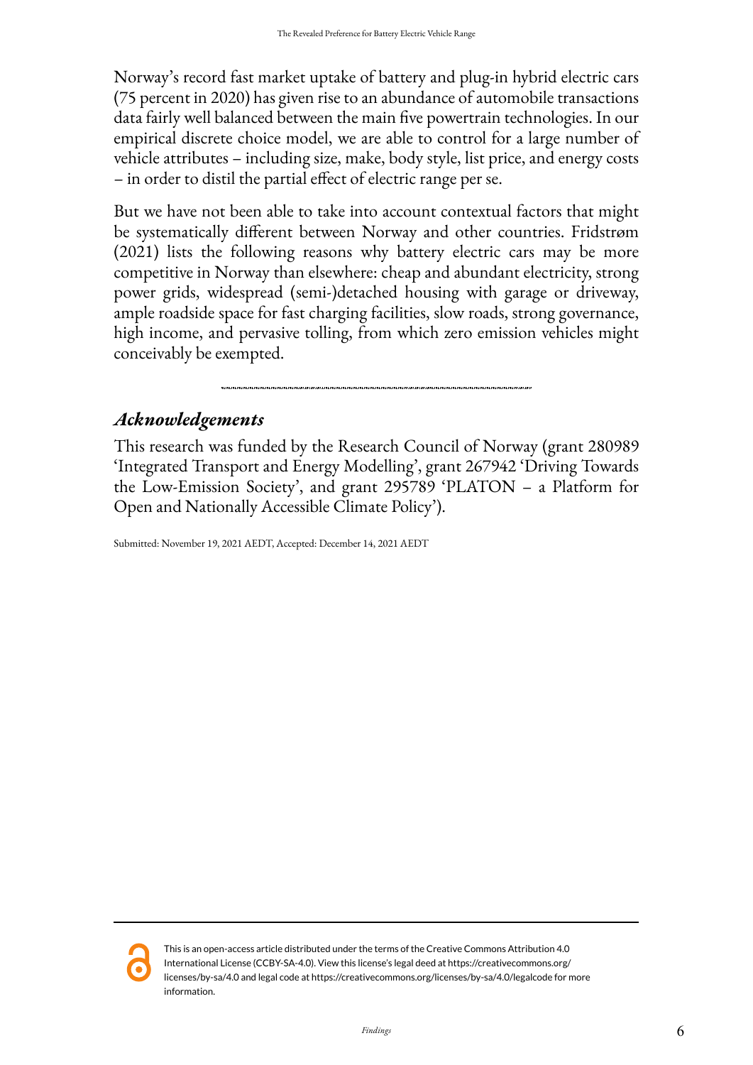Norway's record fast market uptake of battery and plug-in hybrid electric cars (75 percent in 2020) has given rise to an abundance of automobile transactions data fairly well balanced between the main five powertrain technologies. In our empirical discrete choice model, we are able to control for a large number of vehicle attributes – including size, make, body style, list price, and energy costs – in order to distil the partial effect of electric range per se.

But we have not been able to take into account contextual factors that might be systematically different between Norway and other countries. Fridstrøm (2021) lists the following reasons why battery electric cars may be more competitive in Norway than elsewhere: cheap and abundant electricity, strong power grids, widespread (semi-)detached housing with garage or driveway, ample roadside space for fast charging facilities, slow roads, strong governance, high income, and pervasive tolling, from which zero emission vehicles might conceivably be exempted.

---

## *Acknowledgements*

This research was funded by the Research Council of Norway (grant 280989 'Integrated Transport and Energy Modelling', grant 267942 'Driving Towards the Low-Emission Society', and grant 295789 'PLATON – a Platform for Open and Nationally Accessible Climate Policy').

Submitted: November 19, 2021 AEDT, Accepted: December 14, 2021 AEDT

---

This is an open-access article distributed under the terms of the Creative Commons Attribution 4.0 International License (CCBY-SA-4.0). View this license's legal deed at https://creativecommons.org/licenses/by-sa/4.0 and legal code at https://creativecommons.org/licenses/by-sa/4.0/legalcode for more information.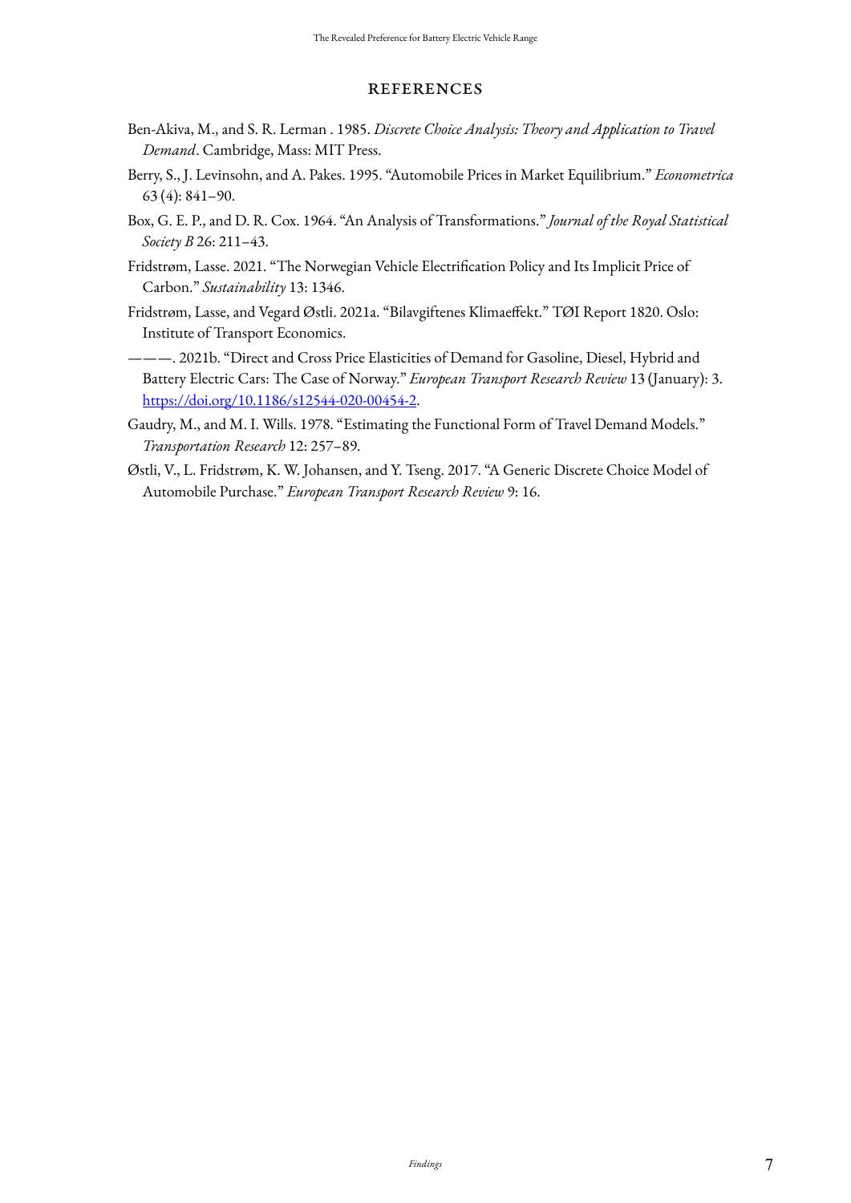## REFERENCES

Ben-Akiva, M., and S. R. Lerman . 1985. *Discrete Choice Analysis: Theory and Application to Travel Demand*. Cambridge, Mass: MIT Press.

Berry, S., J. Levinsohn, and A. Pakes. 1995. "Automobile Prices in Market Equilibrium." *Econometrica* 63 (4): 841–90.

Box, G. E. P., and D. R. Cox. 1964. "An Analysis of Transformations." *Journal of the Royal Statistical Society B* 26: 211–43.

Fridstrøm, Lasse. 2021. "The Norwegian Vehicle Electrification Policy and Its Implicit Price of Carbon." *Sustainability* 13: 1346.

Fridstrøm, Lasse, and Vegard Østli. 2021a. "Bilavgiftenes Klimaeffekt." TØI Report 1820. Oslo: Institute of Transport Economics.

———. 2021b. "Direct and Cross Price Elasticities of Demand for Gasoline, Diesel, Hybrid and Battery Electric Cars: The Case of Norway." *European Transport Research Review* 13 (January): 3. https://doi.org/10.1186/s12544-020-00454-2.

Gaudry, M., and M. I. Wills. 1978. "Estimating the Functional Form of Travel Demand Models." *Transportation Research* 12: 257–89.

Østli, V., L. Fridstrøm, K. W. Johansen, and Y. Tseng. 2017. "A Generic Discrete Choice Model of Automobile Purchase." *European Transport Research Review* 9: 16.